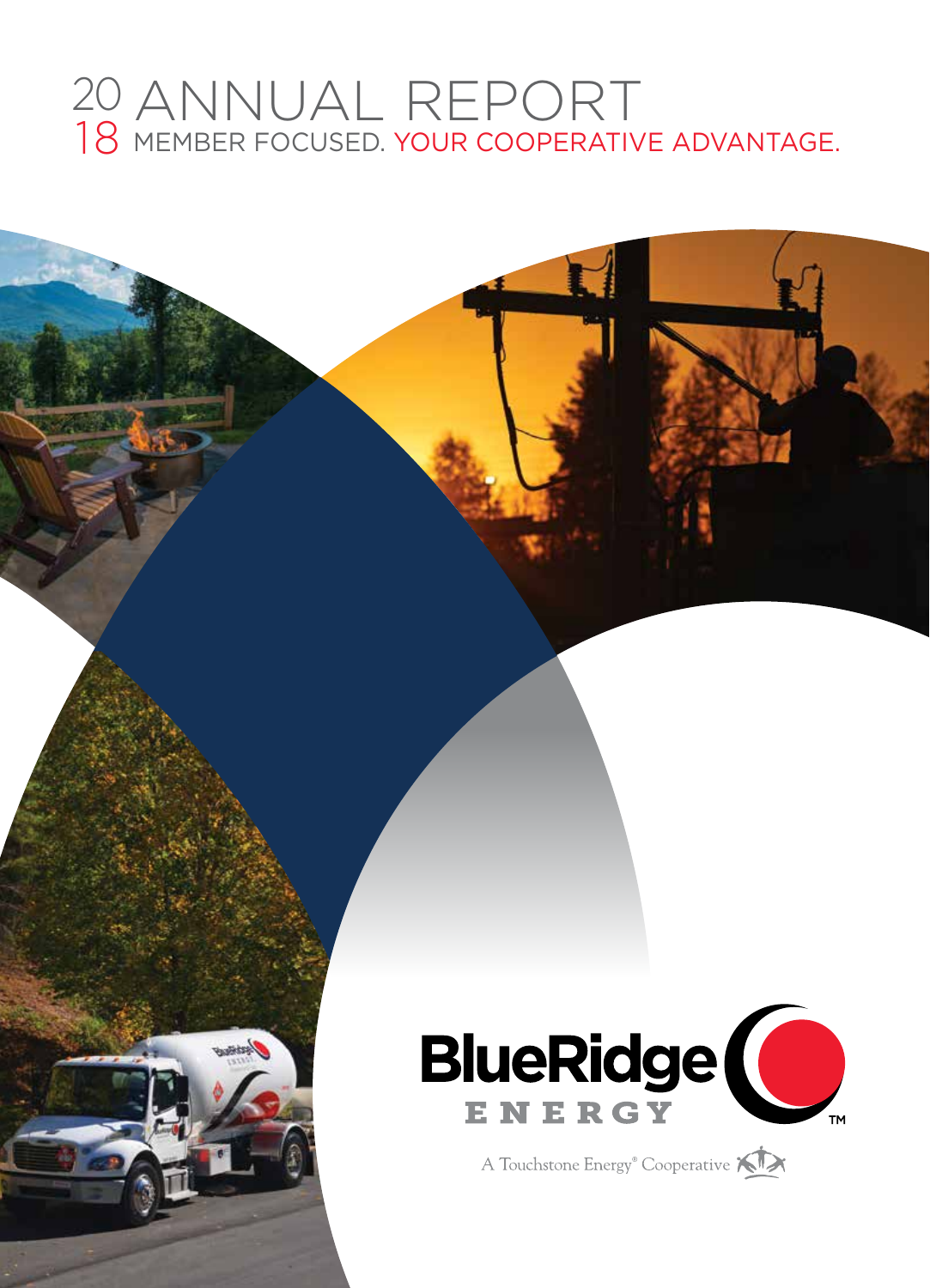# 2018 ANNUAL REPORT

MEMBER FOCUSED. YOUR COOPERATIVE ADVANTAGE.

BlueRidge ENERGY™

A Touchstone Energy® Cooperative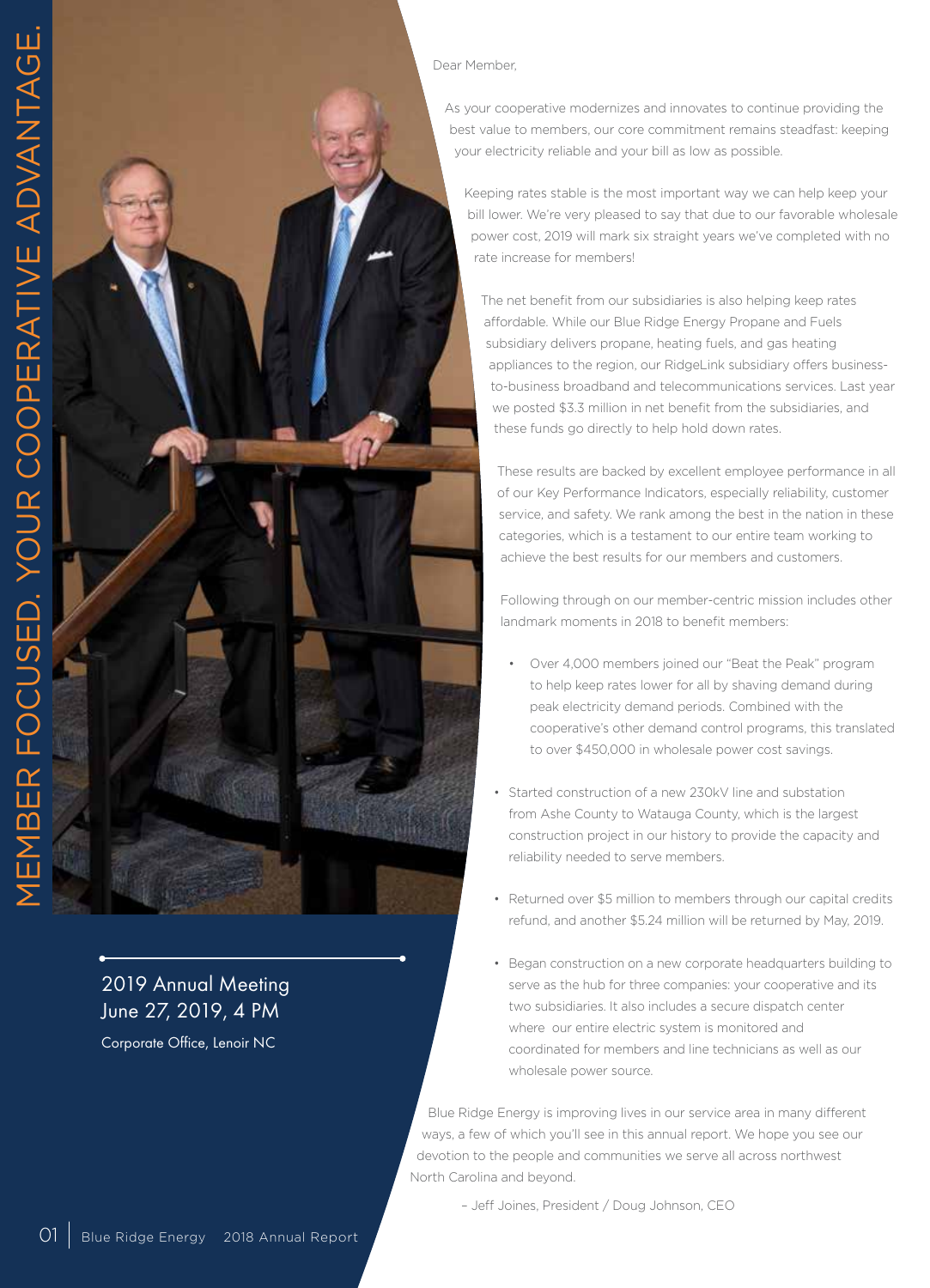MEMBER FOCUSED. YOUR COOPERATIVE ADVANTAGE.

2019 Annual Meeting
June 27, 2019, 4 PM
Corporate Office, Lenoir NC

Dear Member,

As your cooperative modernizes and innovates to continue providing the best value to members, our core commitment remains steadfast: keeping your electricity reliable and your bill as low as possible.

Keeping rates stable is the most important way we can help keep your bill lower. We're very pleased to say that due to our favorable wholesale power cost, 2019 will mark six straight years we've completed with no rate increase for members!

The net benefit from our subsidiaries is also helping keep rates affordable. While our Blue Ridge Energy Propane and Fuels subsidiary delivers propane, heating fuels, and gas heating appliances to the region, our RidgeLink subsidiary offers business-to-business broadband and telecommunications services. Last year we posted $3.3 million in net benefit from the subsidiaries, and these funds go directly to help hold down rates.

These results are backed by excellent employee performance in all of our Key Performance Indicators, especially reliability, customer service, and safety. We rank among the best in the nation in these categories, which is a testament to our entire team working to achieve the best results for our members and customers.

Following through on our member-centric mission includes other landmark moments in 2018 to benefit members:

- Over 4,000 members joined our "Beat the Peak" program to help keep rates lower for all by shaving demand during peak electricity demand periods. Combined with the cooperative's other demand control programs, this translated to over $450,000 in wholesale power cost savings.
- Started construction of a new 230kV line and substation from Ashe County to Watauga County, which is the largest construction project in our history to provide the capacity and reliability needed to serve members.
- Returned over $5 million to members through our capital credits refund, and another $5.24 million will be returned by May, 2019.
- Began construction on a new corporate headquarters building to serve as the hub for three companies: your cooperative and its two subsidiaries. It also includes a secure dispatch center where our entire electric system is monitored and coordinated for members and line technicians as well as our wholesale power source.

Blue Ridge Energy is improving lives in our service area in many different ways, a few of which you'll see in this annual report. We hope you see our devotion to the people and communities we serve all across northwest North Carolina and beyond.

– Jeff Joines, President / Doug Johnson, CEO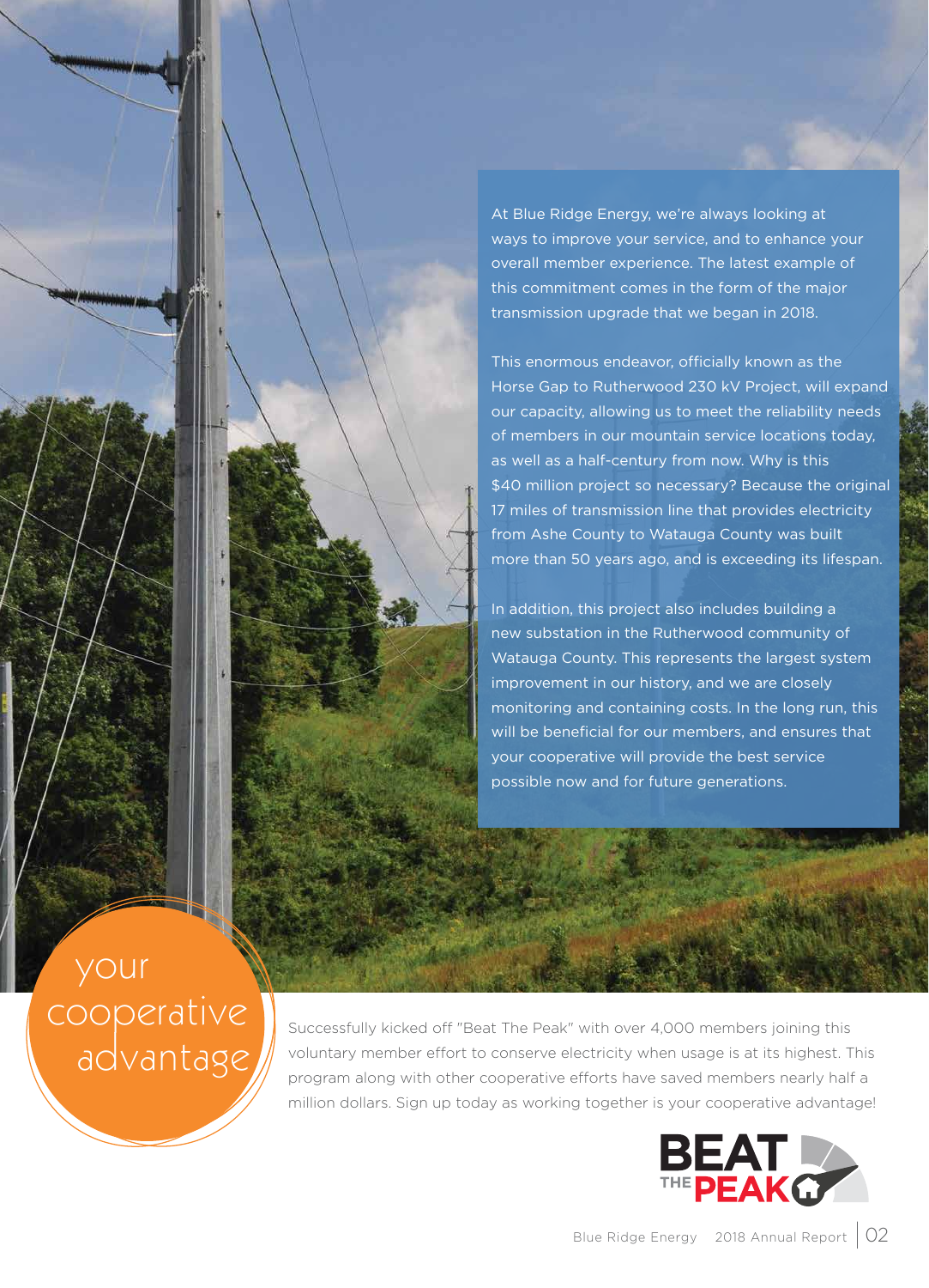At Blue Ridge Energy, we're always looking at ways to improve your service, and to enhance your overall member experience. The latest example of this commitment comes in the form of the major transmission upgrade that we began in 2018.

This enormous endeavor, officially known as the Horse Gap to Rutherwood 230 kV Project, will expand our capacity, allowing us to meet the reliability needs of members in our mountain service locations today, as well as a half-century from now. Why is this $40 million project so necessary? Because the original 17 miles of transmission line that provides electricity from Ashe County to Watauga County was built more than 50 years ago, and is exceeding its lifespan.

In addition, this project also includes building a new substation in the Rutherwood community of Watauga County. This represents the largest system improvement in our history, and we are closely monitoring and containing costs. In the long run, this will be beneficial for our members, and ensures that your cooperative will provide the best service possible now and for future generations.

## your cooperative advantage

Successfully kicked off "Beat The Peak" with over 4,000 members joining this voluntary member effort to conserve electricity when usage is at its highest. This program along with other cooperative efforts have saved members nearly half a million dollars. Sign up today as working together is your cooperative advantage!

BEAT THE PEAK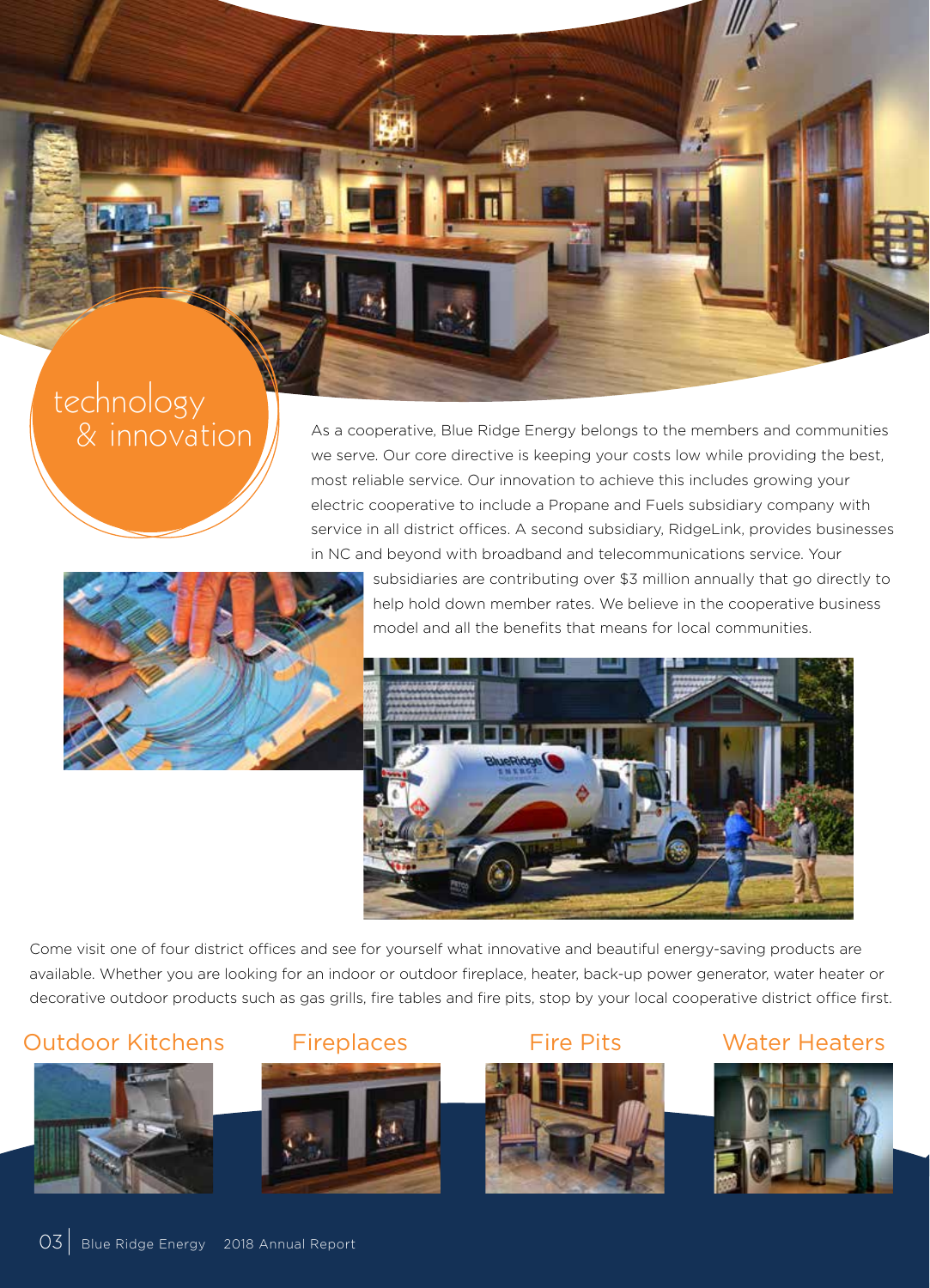# technology & innovation

As a cooperative, Blue Ridge Energy belongs to the members and communities we serve. Our core directive is keeping your costs low while providing the best, most reliable service. Our innovation to achieve this includes growing your electric cooperative to include a Propane and Fuels subsidiary company with service in all district offices. A second subsidiary, RidgeLink, provides businesses in NC and beyond with broadband and telecommunications service. Your subsidiaries are contributing over $3 million annually that go directly to help hold down member rates. We believe in the cooperative business model and all the benefits that means for local communities.

Come visit one of four district offices and see for yourself what innovative and beautiful energy-saving products are available. Whether you are looking for an indoor or outdoor fireplace, heater, back-up power generator, water heater or decorative outdoor products such as gas grills, fire tables and fire pits, stop by your local cooperative district office first.

Outdoor Kitchens

Fireplaces

Fire Pits

Water Heaters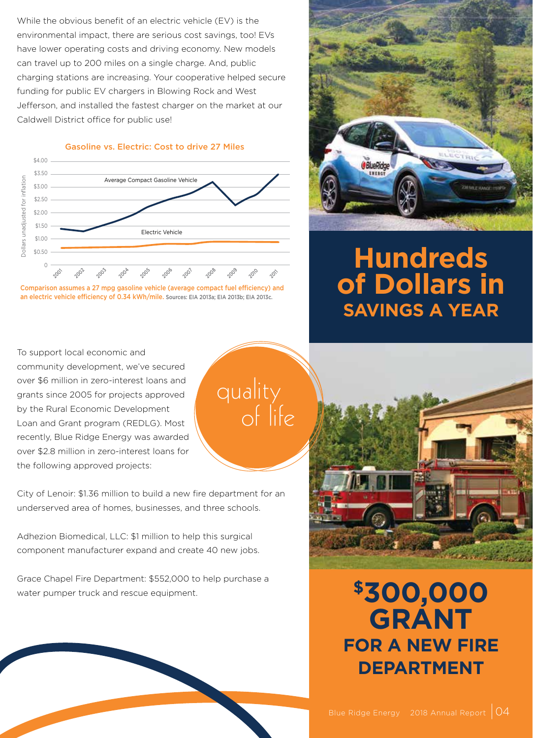While the obvious benefit of an electric vehicle (EV) is the environmental impact, there are serious cost savings, too! EVs have lower operating costs and driving economy. New models can travel up to 200 miles on a single charge. And, public charging stations are increasing. Your cooperative helped secure funding for public EV chargers in Blowing Rock and West Jefferson, and installed the fastest charger on the market at our Caldwell District office for public use!

**Gasoline vs. Electric: Cost to drive 27 Miles**

Comparison assumes a 27 mpg gasoline vehicle (average compact fuel efficiency) and an electric vehicle efficiency of 0.34 kWh/mile. Sources: EIA 2013a; EIA 2013b; EIA 2013c.

# Hundreds of Dollars in SAVINGS A YEAR

quality of life

To support local economic and community development, we've secured over $6 million in zero-interest loans and grants since 2005 for projects approved by the Rural Economic Development Loan and Grant program (REDLG). Most recently, Blue Ridge Energy was awarded over $2.8 million in zero-interest loans for the following approved projects:

City of Lenoir: $1.36 million to build a new fire department for an underserved area of homes, businesses, and three schools.

Adhezion Biomedical, LLC: $1 million to help this surgical component manufacturer expand and create 40 new jobs.

Grace Chapel Fire Department: $552,000 to help purchase a water pumper truck and rescue equipment.

# $300,000 GRANT FOR A NEW FIRE DEPARTMENT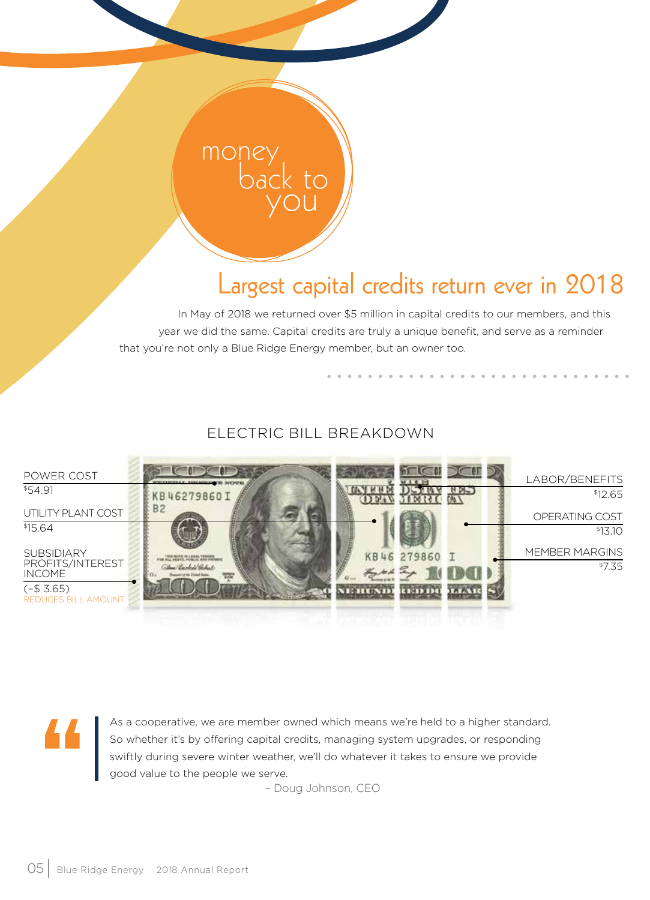# money back to you

## Largest capital credits return ever in 2018

In May of 2018 we returned over $5 million in capital credits to our members, and this year we did the same. Capital credits are truly a unique benefit, and serve as a reminder that you're not only a Blue Ridge Energy member, but an owner too.

### ELECTRIC BILL BREAKDOWN

| Item | Amount |
|---|---|
| POWER COST | $54.91 |
| UTILITY PLANT COST | $15.64 |
| SUBSIDIARY PROFITS/INTEREST INCOME | (-$ 3.65) REDUCES BILL AMOUNT |
| LABOR/BENEFITS | $12.65 |
| OPERATING COST | $13.10 |
| MEMBER MARGINS | $7.35 |

> As a cooperative, we are member owned which means we're held to a higher standard. So whether it's by offering capital credits, managing system upgrades, or responding swiftly during severe winter weather, we'll do whatever it takes to ensure we provide good value to the people we serve.
>
> – Doug Johnson, CEO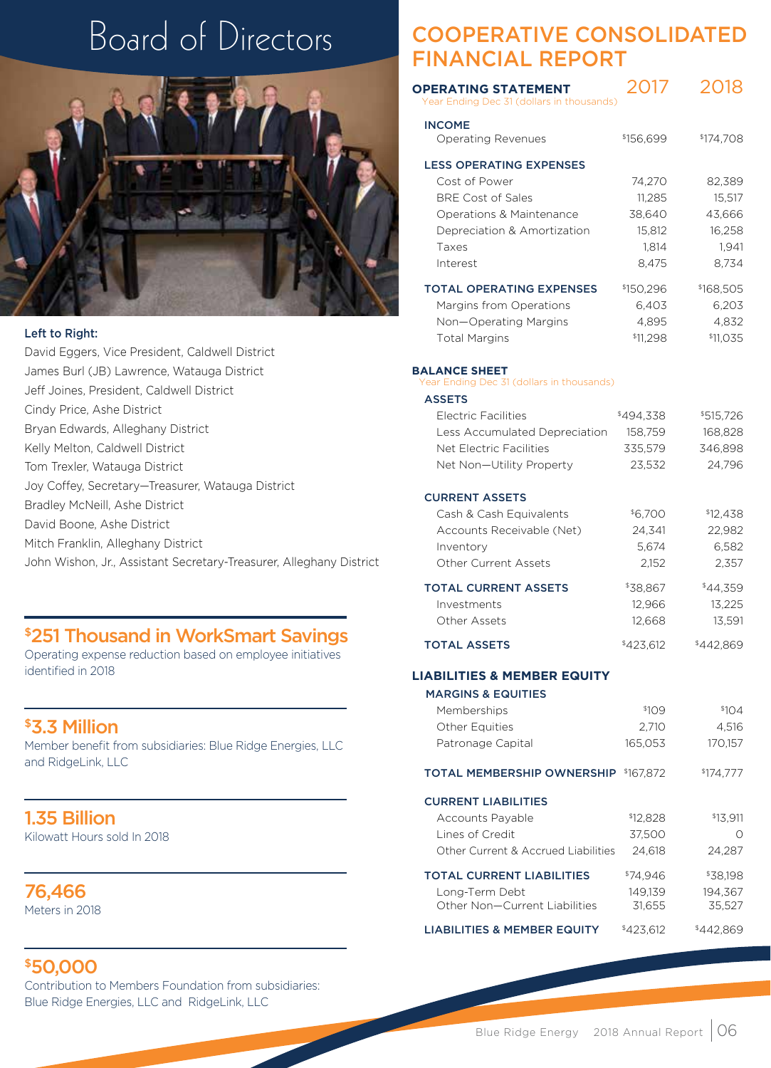# Board of Directors

**Left to Right:**

David Eggers, Vice President, Caldwell District
James Burl (JB) Lawrence, Watauga District
Jeff Joines, President, Caldwell District
Cindy Price, Ashe District
Bryan Edwards, Alleghany District
Kelly Melton, Caldwell District
Tom Trexler, Watauga District
Joy Coffey, Secretary—Treasurer, Watauga District
Bradley McNeill, Ashe District
David Boone, Ashe District
Mitch Franklin, Alleghany District
John Wishon, Jr., Assistant Secretary-Treasurer, Alleghany District

## $251 Thousand in WorkSmart Savings

Operating expense reduction based on employee initiatives identified in 2018

## $3.3 Million

Member benefit from subsidiaries: Blue Ridge Energies, LLC and RidgeLink, LLC

## 1.35 Billion

Kilowatt Hours sold In 2018

## 76,466

Meters in 2018

## $50,000

Contribution to Members Foundation from subsidiaries: Blue Ridge Energies, LLC and RidgeLink, LLC

# COOPERATIVE CONSOLIDATED FINANCIAL REPORT

## OPERATING STATEMENT

Year Ending Dec 31 (dollars in thousands)

| | 2017 | 2018 |
|---|---|---|
| **INCOME** | | |
| Operating Revenues | $156,699 | $174,708 |
| **LESS OPERATING EXPENSES** | | |
| Cost of Power | 74,270 | 82,389 |
| BRE Cost of Sales | 11,285 | 15,517 |
| Operations & Maintenance | 38,640 | 43,666 |
| Depreciation & Amortization | 15,812 | 16,258 |
| Taxes | 1,814 | 1,941 |
| Interest | 8,475 | 8,734 |
| **TOTAL OPERATING EXPENSES** | $150,296 | $168,505 |
| Margins from Operations | 6,403 | 6,203 |
| Non—Operating Margins | 4,895 | 4,832 |
| Total Margins | $11,298 | $11,035 |

## BALANCE SHEET

Year Ending Dec 31 (dollars in thousands)

| | 2017 | 2018 |
|---|---|---|
| **ASSETS** | | |
| Electric Facilities | $494,338 | $515,726 |
| Less Accumulated Depreciation | 158,759 | 168,828 |
| Net Electric Facilities | 335,579 | 346,898 |
| Net Non—Utility Property | 23,532 | 24,796 |
| **CURRENT ASSETS** | | |
| Cash & Cash Equivalents | $6,700 | $12,438 |
| Accounts Receivable (Net) | 24,341 | 22,982 |
| Inventory | 5,674 | 6,582 |
| Other Current Assets | 2,152 | 2,357 |
| **TOTAL CURRENT ASSETS** | $38,867 | $44,359 |
| Investments | 12,966 | 13,225 |
| Other Assets | 12,668 | 13,591 |
| **TOTAL ASSETS** | $423,612 | $442,869 |

## LIABILITIES & MEMBER EQUITY

| | 2017 | 2018 |
|---|---|---|
| **MARGINS & EQUITIES** | | |
| Memberships | $109 | $104 |
| Other Equities | 2,710 | 4,516 |
| Patronage Capital | 165,053 | 170,157 |
| **TOTAL MEMBERSHIP OWNERSHIP** | $167,872 | $174,777 |
| **CURRENT LIABILITIES** | | |
| Accounts Payable | $12,828 | $13,911 |
| Lines of Credit | 37,500 | 0 |
| Other Current & Accrued Liabilities | 24,618 | 24,287 |
| **TOTAL CURRENT LIABILITIES** | $74,946 | $38,198 |
| Long-Term Debt | 149,139 | 194,367 |
| Other Non—Current Liabilities | 31,655 | 35,527 |
| **LIABILITIES & MEMBER EQUITY** | $423,612 | $442,869 |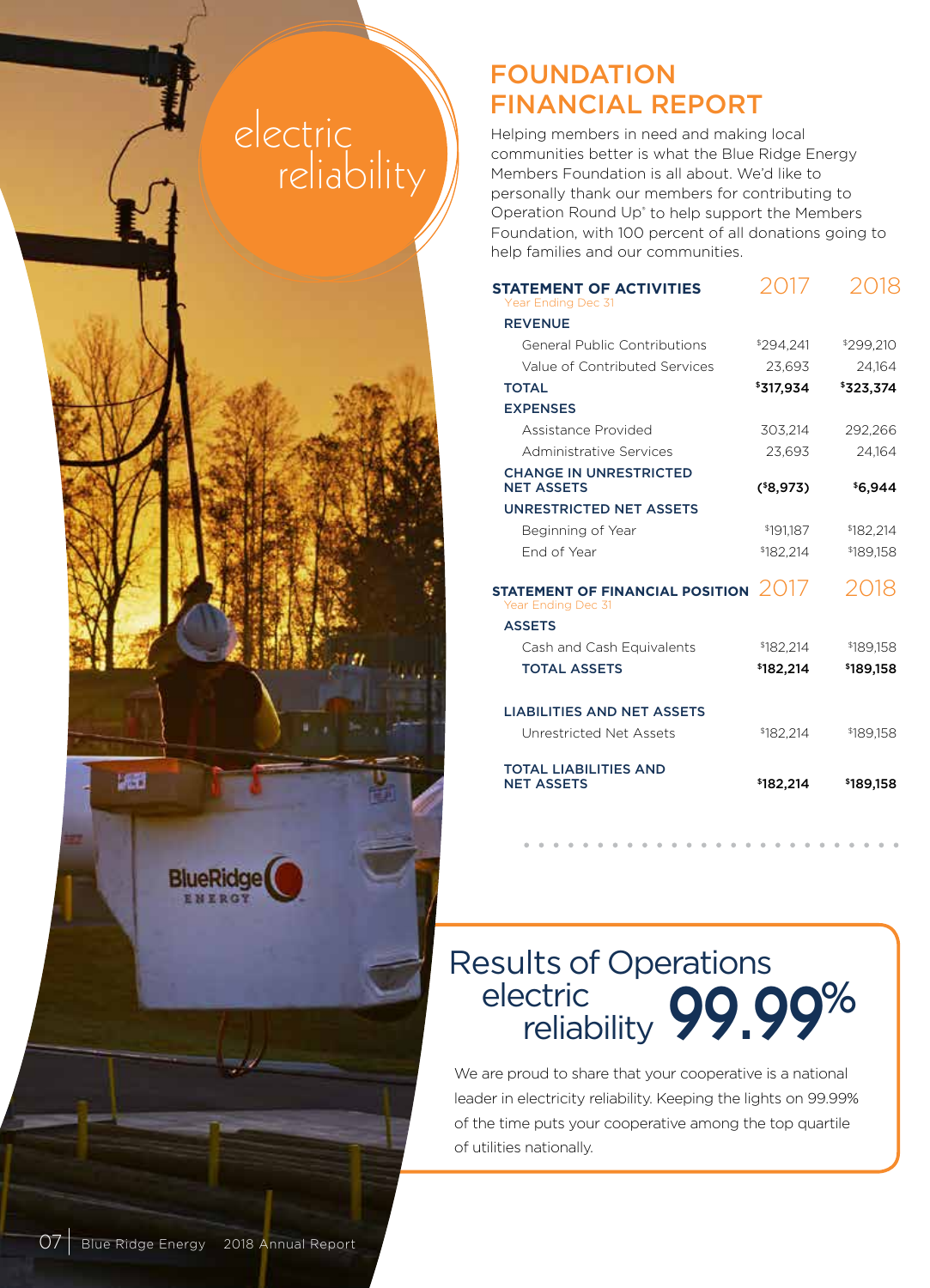electric reliability

# FOUNDATION FINANCIAL REPORT

Helping members in need and making local communities better is what the Blue Ridge Energy Members Foundation is all about. We'd like to personally thank our members for contributing to Operation Round Up® to help support the Members Foundation, with 100 percent of all donations going to help families and our communities.

| **STATEMENT OF ACTIVITIES** Year Ending Dec 31 | 2017 | 2018 |
|---|---|---|
| **REVENUE** | | |
| General Public Contributions | $294,241 | $299,210 |
| Value of Contributed Services | 23,693 | 24,164 |
| **TOTAL** | **$317,934** | **$323,374** |
| **EXPENSES** | | |
| Assistance Provided | 303,214 | 292,266 |
| Administrative Services | 23,693 | 24,164 |
| **CHANGE IN UNRESTRICTED NET ASSETS** | **($8,973)** | **$6,944** |
| **UNRESTRICTED NET ASSETS** | | |
| Beginning of Year | $191,187 | $182,214 |
| End of Year | $182,214 | $189,158 |

| **STATEMENT OF FINANCIAL POSITION** Year Ending Dec 31 | 2017 | 2018 |
|---|---|---|
| **ASSETS** | | |
| Cash and Cash Equivalents | $182,214 | $189,158 |
| **TOTAL ASSETS** | **$182,214** | **$189,158** |
| **LIABILITIES AND NET ASSETS** | | |
| Unrestricted Net Assets | $182,214 | $189,158 |
| **TOTAL LIABILITIES AND NET ASSETS** | **$182,214** | **$189,158** |

## Results of Operations

electric reliability **99.99%**

We are proud to share that your cooperative is a national leader in electricity reliability. Keeping the lights on 99.99% of the time puts your cooperative among the top quartile of utilities nationally.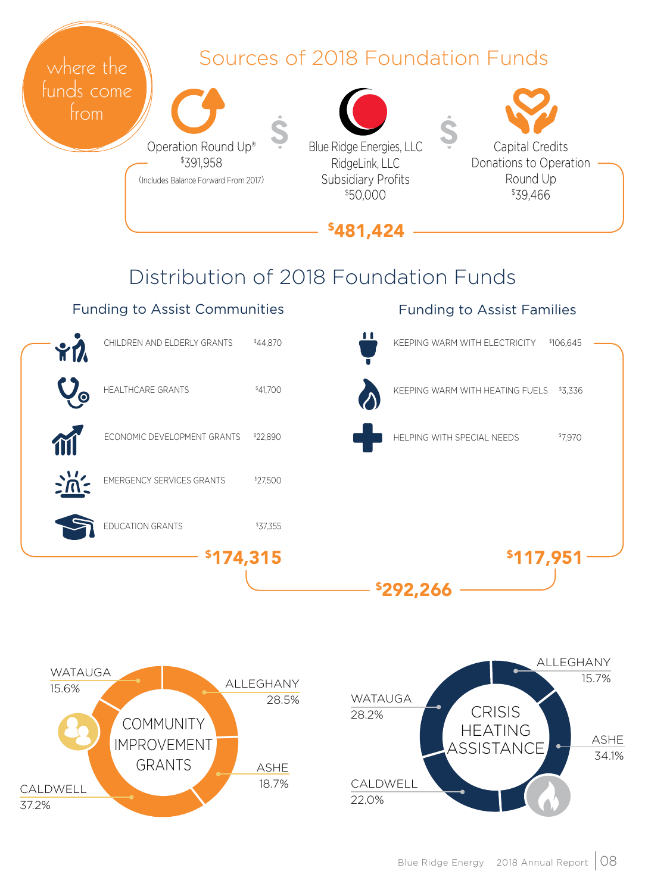where the funds come from

## Sources of 2018 Foundation Funds

Operation Round Up® $391,958
(Includes Balance Forward From 2017)

Blue Ridge Energies, LLC
RidgeLink, LLC
Subsidiary Profits
$50,000

Capital Credits
Donations to Operation Round Up
$39,466

**$481,424**

## Distribution of 2018 Foundation Funds

### Funding to Assist Communities

| | |
|---|---|
| CHILDREN AND ELDERLY GRANTS | $44,870 |
| HEALTHCARE GRANTS | $41,700 |
| ECONOMIC DEVELOPMENT GRANTS | $22,890 |
| EMERGENCY SERVICES GRANTS | $27,500 |
| EDUCATION GRANTS | $37,355 |

**$174,315**

### Funding to Assist Families

| | |
|---|---|
| KEEPING WARM WITH ELECTRICITY | $106,645 |
| KEEPING WARM WITH HEATING FUELS | $3,336 |
| HELPING WITH SPECIAL NEEDS | $7,970 |

**$117,951**

**$292,266**

COMMUNITY IMPROVEMENT GRANTS

WATAUGA 15.6%
ALLEGHANY 28.5%
ASHE 18.7%
CALDWELL 37.2%

CRISIS HEATING ASSISTANCE

ALLEGHANY 15.7%
WATAUGA 28.2%
ASHE 34.1%
CALDWELL 22.0%